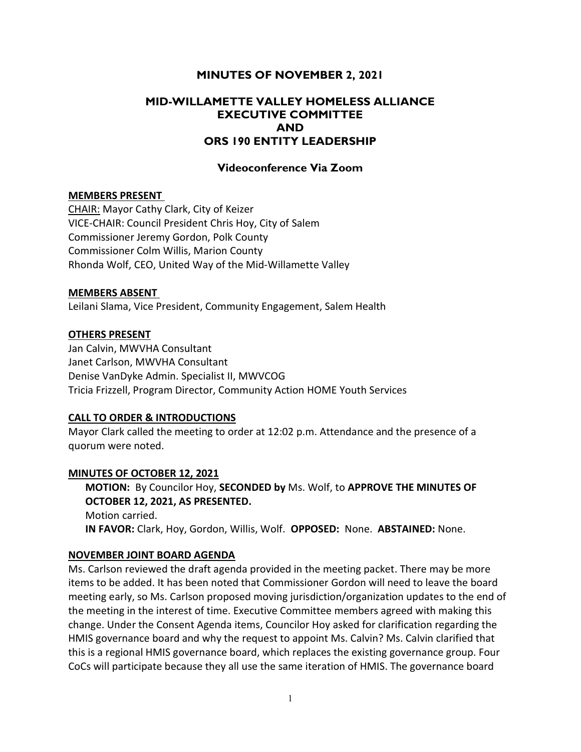# MINUTES OF NOVEMBER 2, 2021

## MID-WILLAMETTE VALLEY HOMELESS ALLIANCE EXECUTIVE COMMITTEE AND ORS 190 ENTITY LEADERSHIP

### Videoconference Via Zoom

**MEMBERS PRESENT**

CHAIR: Mayor Cathy Clark, City of Keizer
VICE-CHAIR: Council President Chris Hoy, City of Salem
Commissioner Jeremy Gordon, Polk County
Commissioner Colm Willis, Marion County
Rhonda Wolf, CEO, United Way of the Mid-Willamette Valley

**MEMBERS ABSENT**

Leilani Slama, Vice President, Community Engagement, Salem Health

**OTHERS PRESENT**

Jan Calvin, MWVHA Consultant
Janet Carlson, MWVHA Consultant
Denise VanDyke Admin. Specialist II, MWVCOG
Tricia Frizzell, Program Director, Community Action HOME Youth Services

**CALL TO ORDER & INTRODUCTIONS**

Mayor Clark called the meeting to order at 12:02 p.m. Attendance and the presence of a quorum were noted.

**MINUTES OF OCTOBER 12, 2021**

**MOTION:** By Councilor Hoy, **SECONDED by** Ms. Wolf, to **APPROVE THE MINUTES OF OCTOBER 12, 2021, AS PRESENTED.**
Motion carried.
**IN FAVOR:** Clark, Hoy, Gordon, Willis, Wolf. **OPPOSED:** None. **ABSTAINED:** None.

**NOVEMBER JOINT BOARD AGENDA**

Ms. Carlson reviewed the draft agenda provided in the meeting packet. There may be more items to be added. It has been noted that Commissioner Gordon will need to leave the board meeting early, so Ms. Carlson proposed moving jurisdiction/organization updates to the end of the meeting in the interest of time. Executive Committee members agreed with making this change. Under the Consent Agenda items, Councilor Hoy asked for clarification regarding the HMIS governance board and why the request to appoint Ms. Calvin? Ms. Calvin clarified that this is a regional HMIS governance board, which replaces the existing governance group. Four CoCs will participate because they all use the same iteration of HMIS. The governance board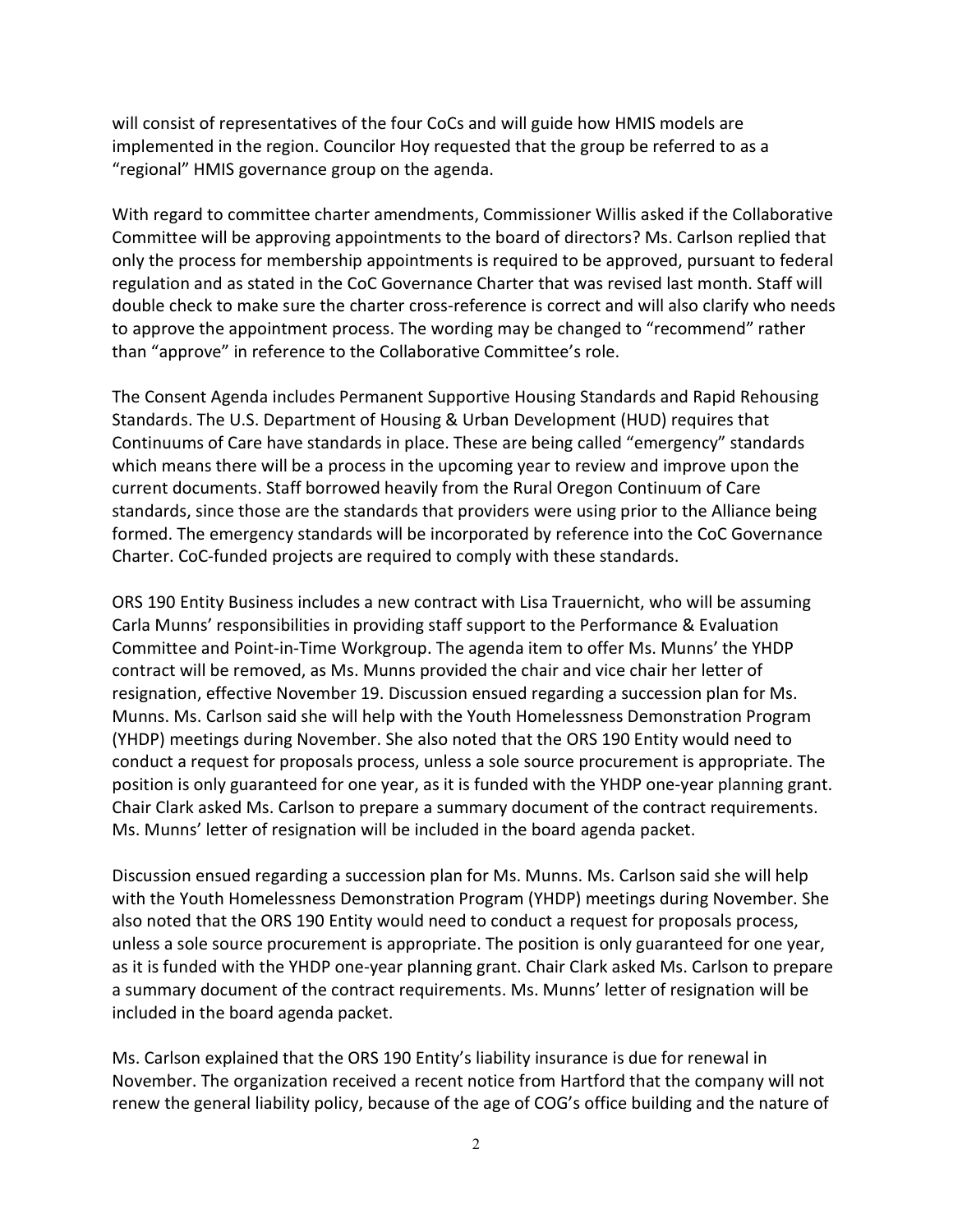will consist of representatives of the four CoCs and will guide how HMIS models are implemented in the region. Councilor Hoy requested that the group be referred to as a "regional" HMIS governance group on the agenda.

With regard to committee charter amendments, Commissioner Willis asked if the Collaborative Committee will be approving appointments to the board of directors? Ms. Carlson replied that only the process for membership appointments is required to be approved, pursuant to federal regulation and as stated in the CoC Governance Charter that was revised last month. Staff will double check to make sure the charter cross-reference is correct and will also clarify who needs to approve the appointment process. The wording may be changed to "recommend" rather than "approve" in reference to the Collaborative Committee's role.

The Consent Agenda includes Permanent Supportive Housing Standards and Rapid Rehousing Standards. The U.S. Department of Housing & Urban Development (HUD) requires that Continuums of Care have standards in place. These are being called "emergency" standards which means there will be a process in the upcoming year to review and improve upon the current documents. Staff borrowed heavily from the Rural Oregon Continuum of Care standards, since those are the standards that providers were using prior to the Alliance being formed. The emergency standards will be incorporated by reference into the CoC Governance Charter. CoC-funded projects are required to comply with these standards.

ORS 190 Entity Business includes a new contract with Lisa Trauernicht, who will be assuming Carla Munns' responsibilities in providing staff support to the Performance & Evaluation Committee and Point-in-Time Workgroup. The agenda item to offer Ms. Munns' the YHDP contract will be removed, as Ms. Munns provided the chair and vice chair her letter of resignation, effective November 19. Discussion ensued regarding a succession plan for Ms. Munns. Ms. Carlson said she will help with the Youth Homelessness Demonstration Program (YHDP) meetings during November. She also noted that the ORS 190 Entity would need to conduct a request for proposals process, unless a sole source procurement is appropriate. The position is only guaranteed for one year, as it is funded with the YHDP one-year planning grant. Chair Clark asked Ms. Carlson to prepare a summary document of the contract requirements. Ms. Munns' letter of resignation will be included in the board agenda packet.

Discussion ensued regarding a succession plan for Ms. Munns. Ms. Carlson said she will help with the Youth Homelessness Demonstration Program (YHDP) meetings during November. She also noted that the ORS 190 Entity would need to conduct a request for proposals process, unless a sole source procurement is appropriate. The position is only guaranteed for one year, as it is funded with the YHDP one-year planning grant. Chair Clark asked Ms. Carlson to prepare a summary document of the contract requirements. Ms. Munns' letter of resignation will be included in the board agenda packet.

Ms. Carlson explained that the ORS 190 Entity's liability insurance is due for renewal in November. The organization received a recent notice from Hartford that the company will not renew the general liability policy, because of the age of COG's office building and the nature of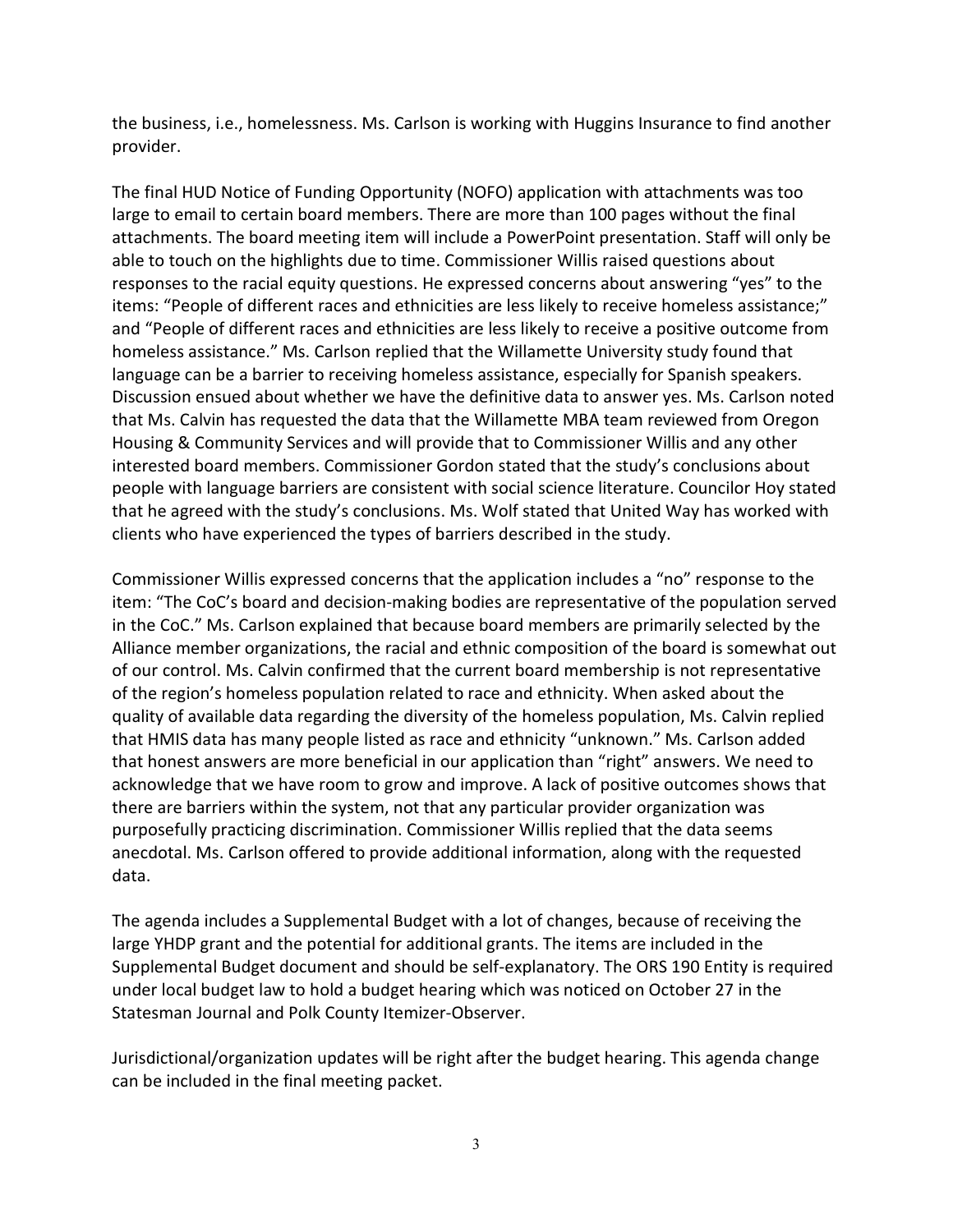the business, i.e., homelessness. Ms. Carlson is working with Huggins Insurance to find another provider.

The final HUD Notice of Funding Opportunity (NOFO) application with attachments was too large to email to certain board members. There are more than 100 pages without the final attachments. The board meeting item will include a PowerPoint presentation. Staff will only be able to touch on the highlights due to time. Commissioner Willis raised questions about responses to the racial equity questions. He expressed concerns about answering "yes" to the items: "People of different races and ethnicities are less likely to receive homeless assistance;" and "People of different races and ethnicities are less likely to receive a positive outcome from homeless assistance." Ms. Carlson replied that the Willamette University study found that language can be a barrier to receiving homeless assistance, especially for Spanish speakers. Discussion ensued about whether we have the definitive data to answer yes. Ms. Carlson noted that Ms. Calvin has requested the data that the Willamette MBA team reviewed from Oregon Housing & Community Services and will provide that to Commissioner Willis and any other interested board members. Commissioner Gordon stated that the study's conclusions about people with language barriers are consistent with social science literature. Councilor Hoy stated that he agreed with the study's conclusions. Ms. Wolf stated that United Way has worked with clients who have experienced the types of barriers described in the study.

Commissioner Willis expressed concerns that the application includes a "no" response to the item: "The CoC's board and decision-making bodies are representative of the population served in the CoC." Ms. Carlson explained that because board members are primarily selected by the Alliance member organizations, the racial and ethnic composition of the board is somewhat out of our control. Ms. Calvin confirmed that the current board membership is not representative of the region's homeless population related to race and ethnicity. When asked about the quality of available data regarding the diversity of the homeless population, Ms. Calvin replied that HMIS data has many people listed as race and ethnicity "unknown." Ms. Carlson added that honest answers are more beneficial in our application than "right" answers. We need to acknowledge that we have room to grow and improve. A lack of positive outcomes shows that there are barriers within the system, not that any particular provider organization was purposefully practicing discrimination. Commissioner Willis replied that the data seems anecdotal. Ms. Carlson offered to provide additional information, along with the requested data.

The agenda includes a Supplemental Budget with a lot of changes, because of receiving the large YHDP grant and the potential for additional grants. The items are included in the Supplemental Budget document and should be self-explanatory. The ORS 190 Entity is required under local budget law to hold a budget hearing which was noticed on October 27 in the Statesman Journal and Polk County Itemizer-Observer.

Jurisdictional/organization updates will be right after the budget hearing. This agenda change can be included in the final meeting packet.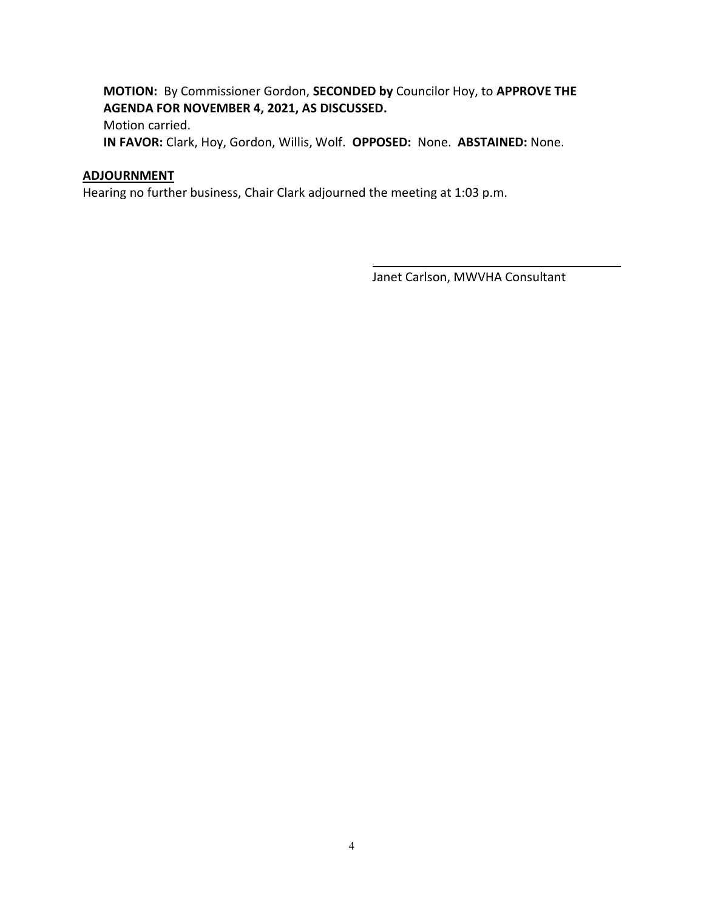**MOTION:** By Commissioner Gordon, **SECONDED by** Councilor Hoy, to **APPROVE THE AGENDA FOR NOVEMBER 4, 2021, AS DISCUSSED.**
Motion carried.
**IN FAVOR:** Clark, Hoy, Gordon, Willis, Wolf. **OPPOSED:** None. **ABSTAINED:** None.

**ADJOURNMENT**

Hearing no further business, Chair Clark adjourned the meeting at 1:03 p.m.

Janet Carlson, MWVHA Consultant